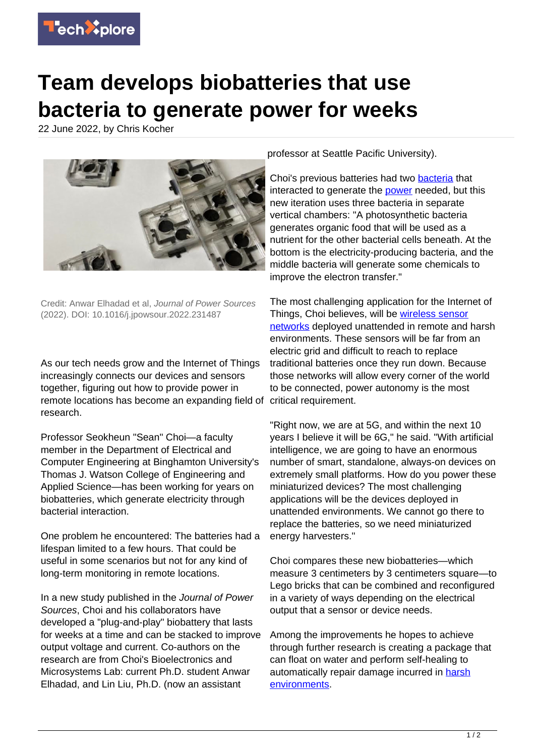# Team develops biobatteries that use bacteria to generate power for weeks

22 June 2022, by Chris Kocher

Credit: Anwar Elhadad et al, *Journal of Power Sources* (2022). DOI: 10.1016/j.jpowsour.2022.231487

As our tech needs grow and the Internet of Things increasingly connects our devices and sensors together, figuring out how to provide power in remote locations has become an expanding field of research.

Professor Seokheun "Sean" Choi—a faculty member in the Department of Electrical and Computer Engineering at Binghamton University's Thomas J. Watson College of Engineering and Applied Science—has been working for years on biobatteries, which generate electricity through bacterial interaction.

One problem he encountered: The batteries had a lifespan limited to a few hours. That could be useful in some scenarios but not for any kind of long-term monitoring in remote locations.

In a new study published in the *Journal of Power Sources*, Choi and his collaborators have developed a "plug-and-play" biobattery that lasts for weeks at a time and can be stacked to improve output voltage and current. Co-authors on the research are from Choi's Bioelectronics and Microsystems Lab: current Ph.D. student Anwar Elhadad, and Lin Liu, Ph.D. (now an assistant professor at Seattle Pacific University).

Choi's previous batteries had two bacteria that interacted to generate the power needed, but this new iteration uses three bacteria in separate vertical chambers: "A photosynthetic bacteria generates organic food that will be used as a nutrient for the other bacterial cells beneath. At the bottom is the electricity-producing bacteria, and the middle bacteria will generate some chemicals to improve the electron transfer."

The most challenging application for the Internet of Things, Choi believes, will be wireless sensor networks deployed unattended in remote and harsh environments. These sensors will be far from an electric grid and difficult to reach to replace traditional batteries once they run down. Because those networks will allow every corner of the world to be connected, power autonomy is the most critical requirement.

"Right now, we are at 5G, and within the next 10 years I believe it will be 6G," he said. "With artificial intelligence, we are going to have an enormous number of smart, standalone, always-on devices on extremely small platforms. How do you power these miniaturized devices? The most challenging applications will be the devices deployed in unattended environments. We cannot go there to replace the batteries, so we need miniaturized energy harvesters."

Choi compares these new biobatteries—which measure 3 centimeters by 3 centimeters square—to Lego bricks that can be combined and reconfigured in a variety of ways depending on the electrical output that a sensor or device needs.

Among the improvements he hopes to achieve through further research is creating a package that can float on water and perform self-healing to automatically repair damage incurred in harsh environments.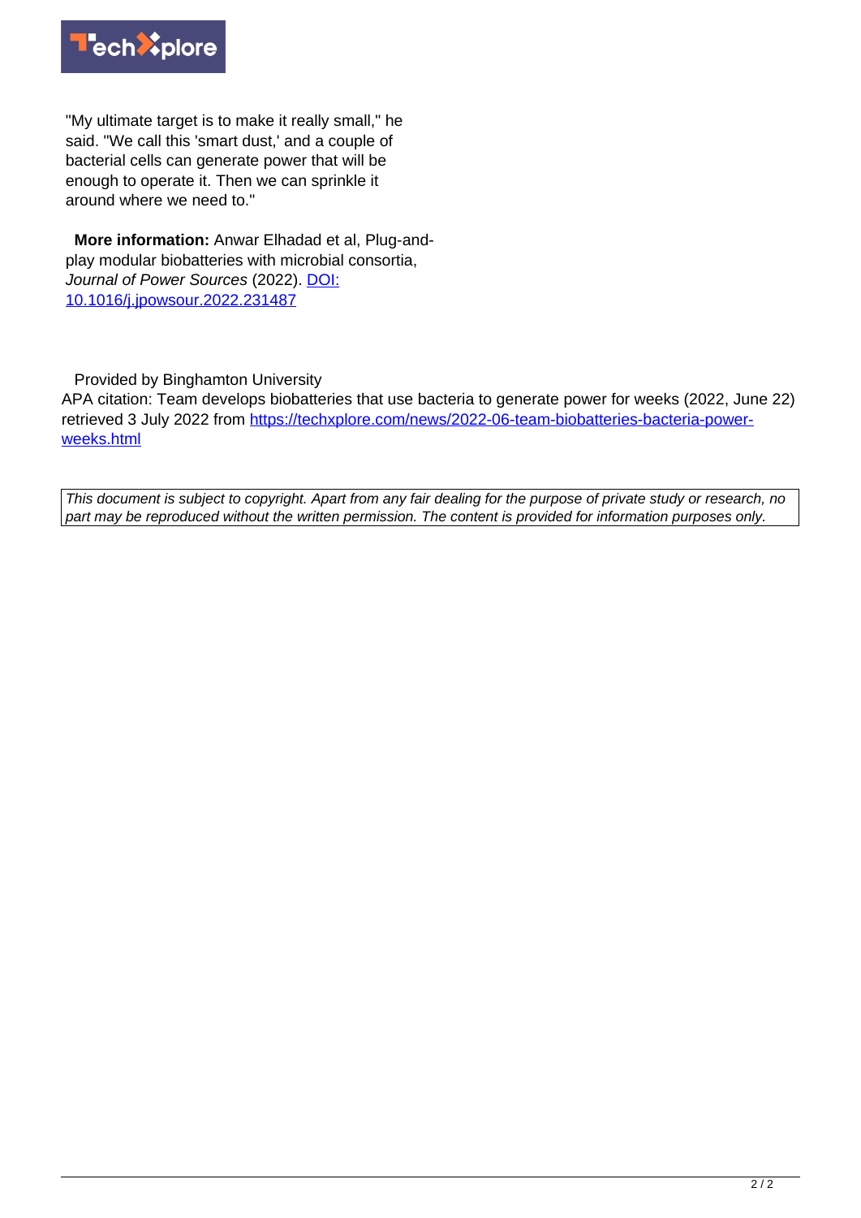"My ultimate target is to make it really small," he said. "We call this 'smart dust,' and a couple of bacterial cells can generate power that will be enough to operate it. Then we can sprinkle it around where we need to."

**More information:** Anwar Elhadad et al, Plug-and-play modular biobatteries with microbial consortia, *Journal of Power Sources* (2022). [DOI: 10.1016/j.jpowsour.2022.231487](https://doi.org/10.1016/j.jpowsour.2022.231487)

Provided by Binghamton University

APA citation: Team develops biobatteries that use bacteria to generate power for weeks (2022, June 22) retrieved 3 July 2022 from [https://techxplore.com/news/2022-06-team-biobatteries-bacteria-power-weeks.html](https://techxplore.com/news/2022-06-team-biobatteries-bacteria-power-weeks.html)

*This document is subject to copyright. Apart from any fair dealing for the purpose of private study or research, no part may be reproduced without the written permission. The content is provided for information purposes only.*